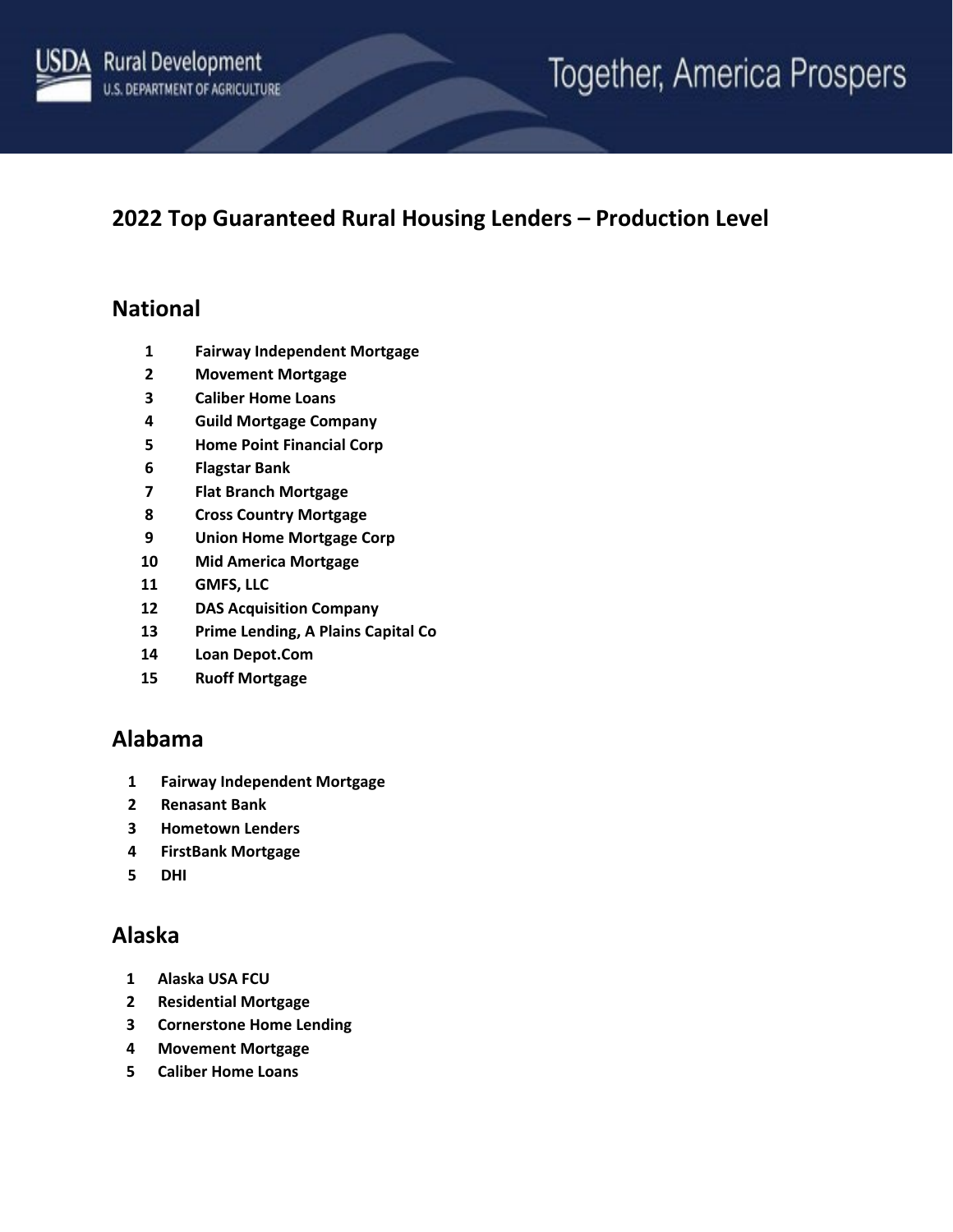# 2022 Top Guaranteed Rural Housing Lenders – Production Level

## National

1. **Fairway Independent Mortgage**
2. **Movement Mortgage**
3. **Caliber Home Loans**
4. **Guild Mortgage Company**
5. **Home Point Financial Corp**
6. **Flagstar Bank**
7. **Flat Branch Mortgage**
8. **Cross Country Mortgage**
9. **Union Home Mortgage Corp**
10. **Mid America Mortgage**
11. **GMFS, LLC**
12. **DAS Acquisition Company**
13. **Prime Lending, A Plains Capital Co**
14. **Loan Depot.Com**
15. **Ruoff Mortgage**

## Alabama

1. **Fairway Independent Mortgage**
2. **Renasant Bank**
3. **Hometown Lenders**
4. **FirstBank Mortgage**
5. **DHI**

## Alaska

1. **Alaska USA FCU**
2. **Residential Mortgage**
3. **Cornerstone Home Lending**
4. **Movement Mortgage**
5. **Caliber Home Loans**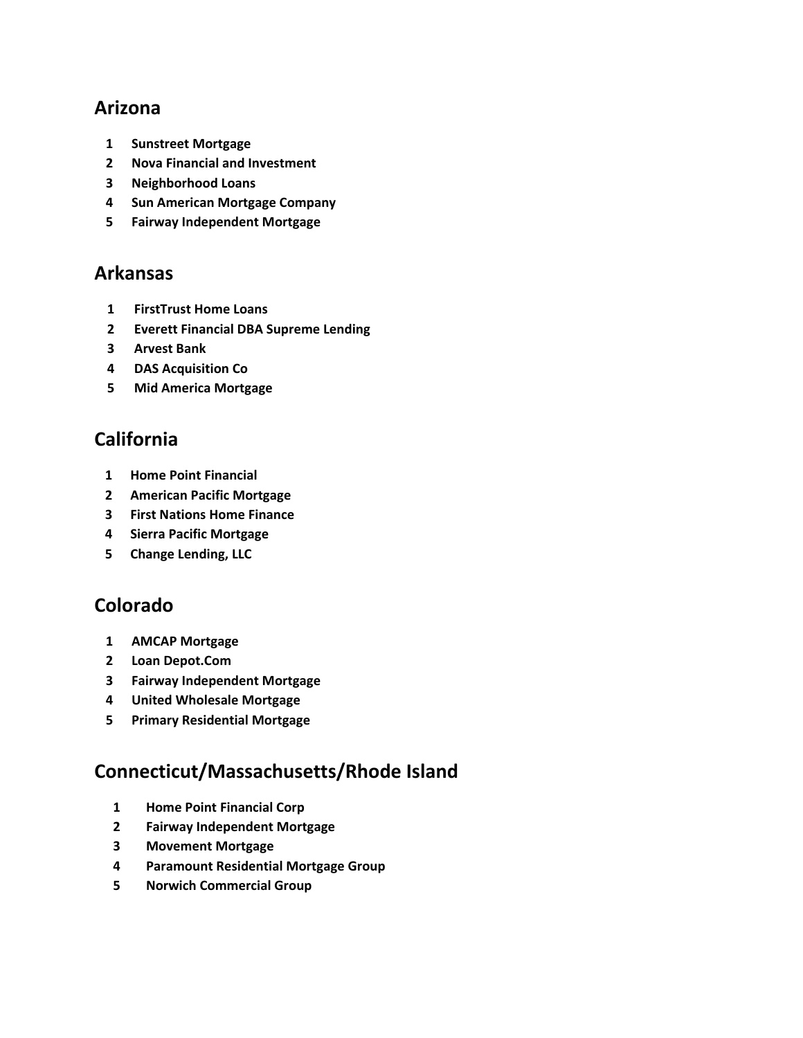## Arizona

1. **Sunstreet Mortgage**
2. **Nova Financial and Investment**
3. **Neighborhood Loans**
4. **Sun American Mortgage Company**
5. **Fairway Independent Mortgage**

## Arkansas

1. **FirstTrust Home Loans**
2. **Everett Financial DBA Supreme Lending**
3. **Arvest Bank**
4. **DAS Acquisition Co**
5. **Mid America Mortgage**

## California

1. **Home Point Financial**
2. **American Pacific Mortgage**
3. **First Nations Home Finance**
4. **Sierra Pacific Mortgage**
5. **Change Lending, LLC**

## Colorado

1. **AMCAP Mortgage**
2. **Loan Depot.Com**
3. **Fairway Independent Mortgage**
4. **United Wholesale Mortgage**
5. **Primary Residential Mortgage**

## Connecticut/Massachusetts/Rhode Island

1. **Home Point Financial Corp**
2. **Fairway Independent Mortgage**
3. **Movement Mortgage**
4. **Paramount Residential Mortgage Group**
5. **Norwich Commercial Group**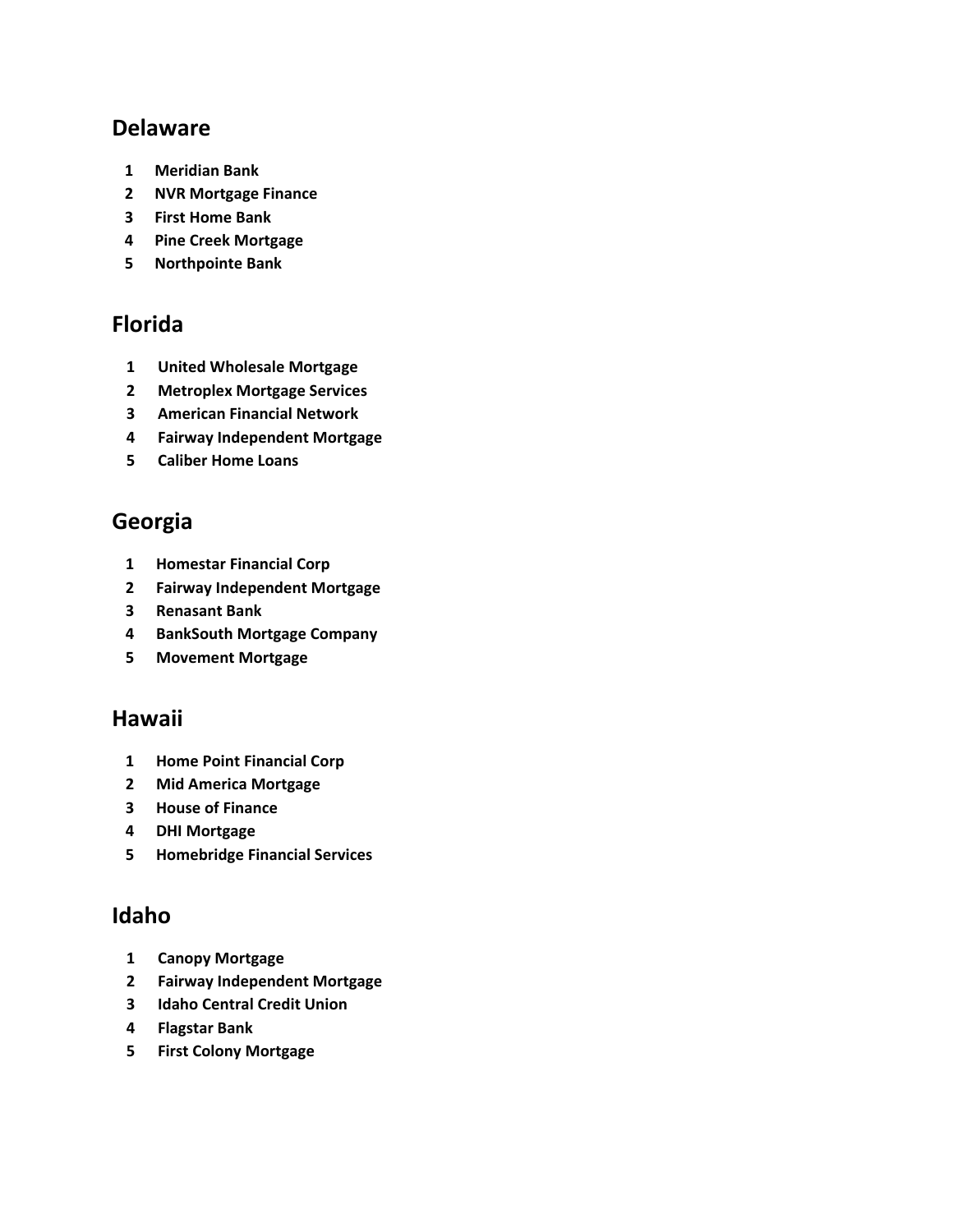## Delaware

1. **Meridian Bank**
2. **NVR Mortgage Finance**
3. **First Home Bank**
4. **Pine Creek Mortgage**
5. **Northpointe Bank**

## Florida

1. **United Wholesale Mortgage**
2. **Metroplex Mortgage Services**
3. **American Financial Network**
4. **Fairway Independent Mortgage**
5. **Caliber Home Loans**

## Georgia

1. **Homestar Financial Corp**
2. **Fairway Independent Mortgage**
3. **Renasant Bank**
4. **BankSouth Mortgage Company**
5. **Movement Mortgage**

## Hawaii

1. **Home Point Financial Corp**
2. **Mid America Mortgage**
3. **House of Finance**
4. **DHI Mortgage**
5. **Homebridge Financial Services**

## Idaho

1. **Canopy Mortgage**
2. **Fairway Independent Mortgage**
3. **Idaho Central Credit Union**
4. **Flagstar Bank**
5. **First Colony Mortgage**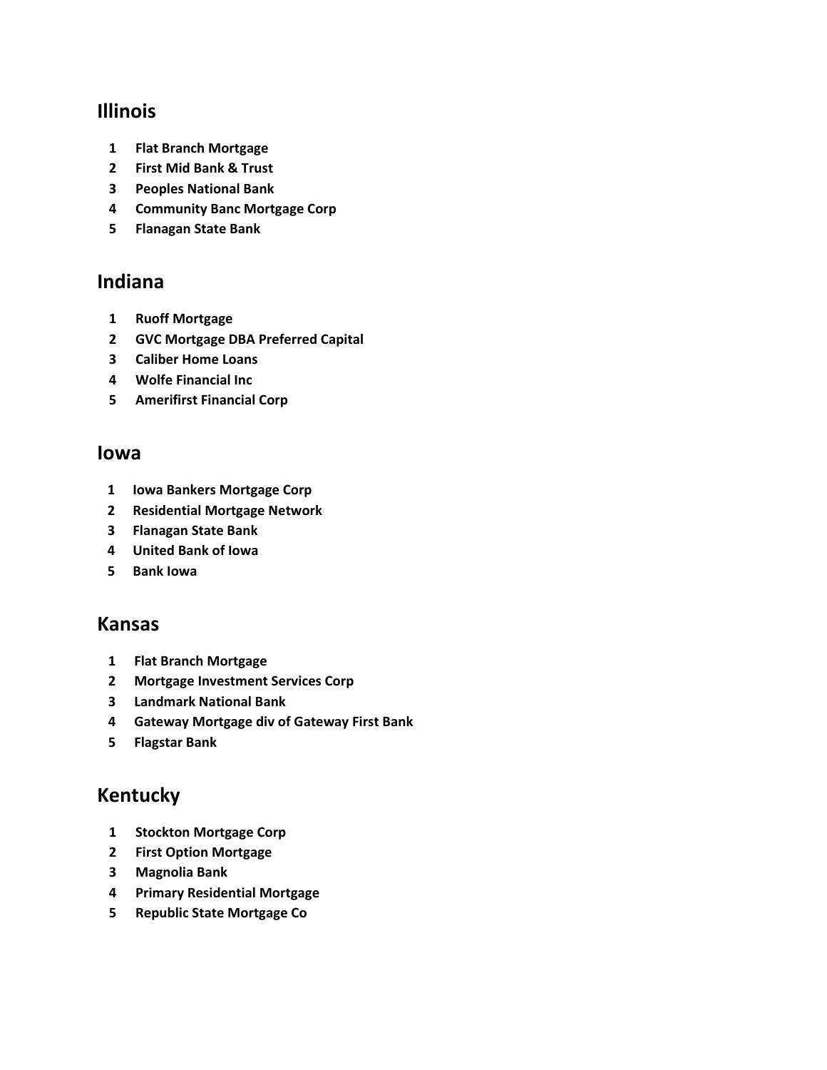## Illinois

1. **Flat Branch Mortgage**
2. **First Mid Bank & Trust**
3. **Peoples National Bank**
4. **Community Banc Mortgage Corp**
5. **Flanagan State Bank**

## Indiana

1. **Ruoff Mortgage**
2. **GVC Mortgage DBA Preferred Capital**
3. **Caliber Home Loans**
4. **Wolfe Financial Inc**
5. **Amerifirst Financial Corp**

## Iowa

1. **Iowa Bankers Mortgage Corp**
2. **Residential Mortgage Network**
3. **Flanagan State Bank**
4. **United Bank of Iowa**
5. **Bank Iowa**

## Kansas

1. **Flat Branch Mortgage**
2. **Mortgage Investment Services Corp**
3. **Landmark National Bank**
4. **Gateway Mortgage div of Gateway First Bank**
5. **Flagstar Bank**

## Kentucky

1. **Stockton Mortgage Corp**
2. **First Option Mortgage**
3. **Magnolia Bank**
4. **Primary Residential Mortgage**
5. **Republic State Mortgage Co**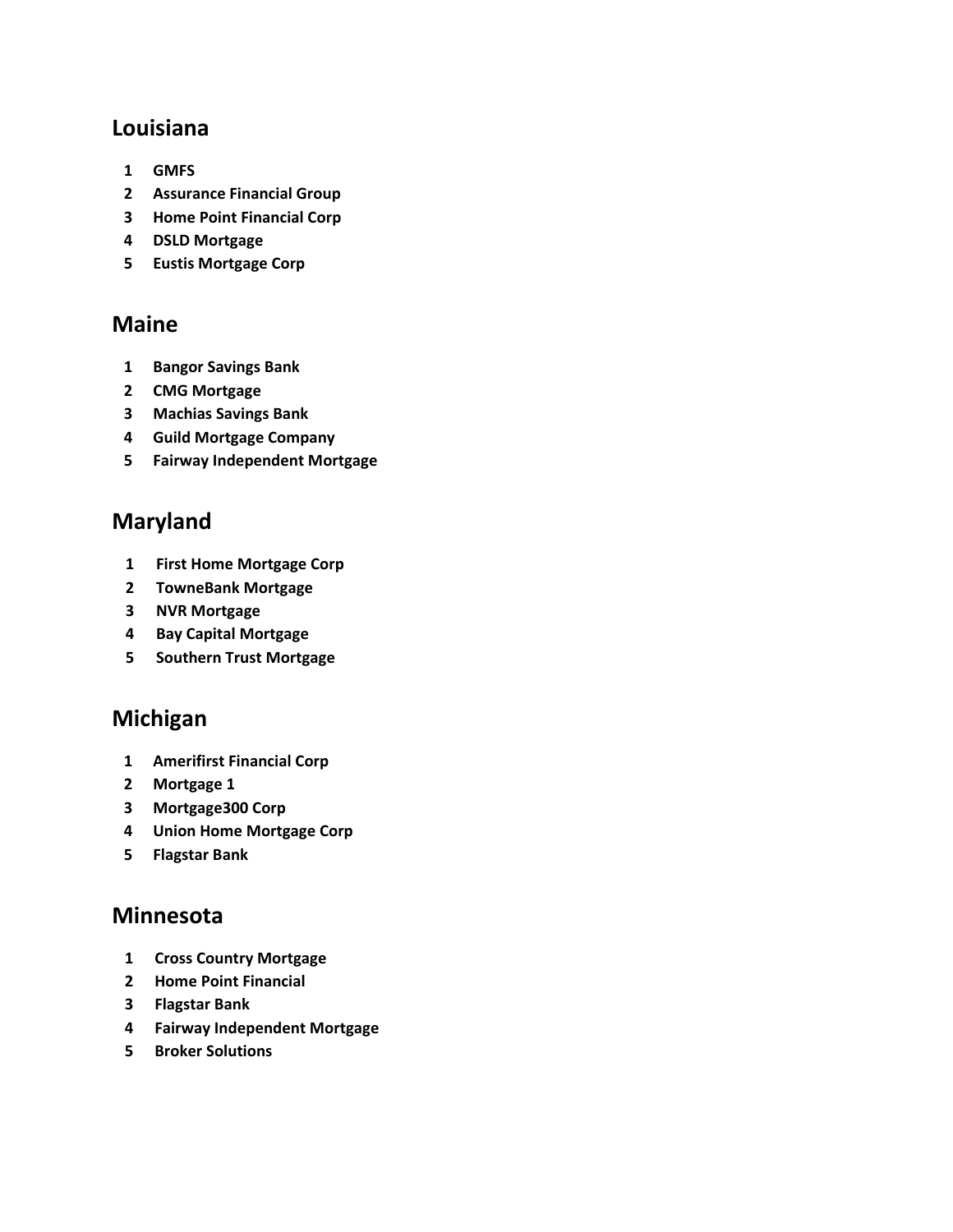## Louisiana

1. **GMFS**
2. **Assurance Financial Group**
3. **Home Point Financial Corp**
4. **DSLD Mortgage**
5. **Eustis Mortgage Corp**

## Maine

1. **Bangor Savings Bank**
2. **CMG Mortgage**
3. **Machias Savings Bank**
4. **Guild Mortgage Company**
5. **Fairway Independent Mortgage**

## Maryland

1. **First Home Mortgage Corp**
2. **TowneBank Mortgage**
3. **NVR Mortgage**
4. **Bay Capital Mortgage**
5. **Southern Trust Mortgage**

## Michigan

1. **Amerifirst Financial Corp**
2. **Mortgage 1**
3. **Mortgage300 Corp**
4. **Union Home Mortgage Corp**
5. **Flagstar Bank**

## Minnesota

1. **Cross Country Mortgage**
2. **Home Point Financial**
3. **Flagstar Bank**
4. **Fairway Independent Mortgage**
5. **Broker Solutions**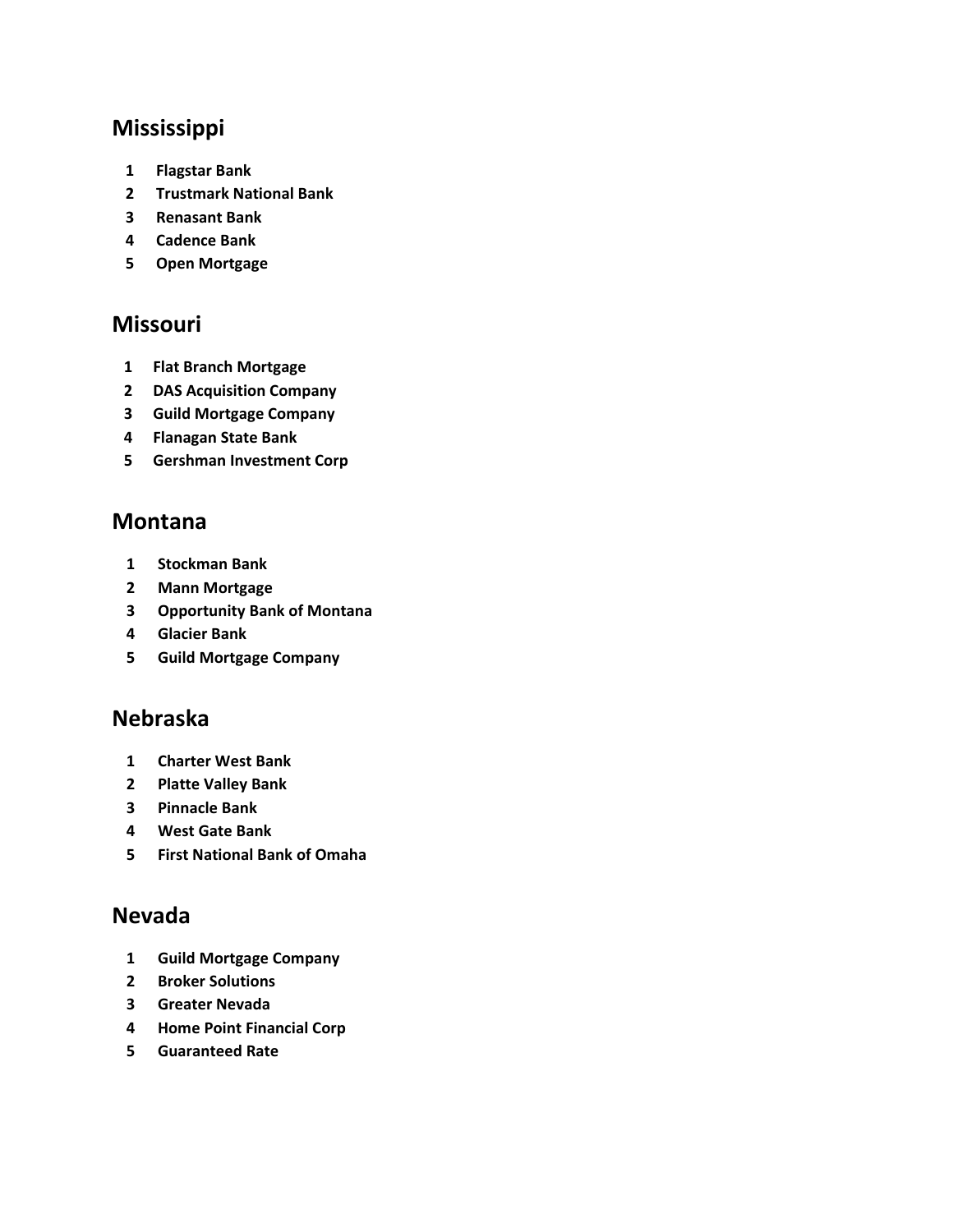## Mississippi

1. **Flagstar Bank**
2. **Trustmark National Bank**
3. **Renasant Bank**
4. **Cadence Bank**
5. **Open Mortgage**

## Missouri

1. **Flat Branch Mortgage**
2. **DAS Acquisition Company**
3. **Guild Mortgage Company**
4. **Flanagan State Bank**
5. **Gershman Investment Corp**

## Montana

1. **Stockman Bank**
2. **Mann Mortgage**
3. **Opportunity Bank of Montana**
4. **Glacier Bank**
5. **Guild Mortgage Company**

## Nebraska

1. **Charter West Bank**
2. **Platte Valley Bank**
3. **Pinnacle Bank**
4. **West Gate Bank**
5. **First National Bank of Omaha**

## Nevada

1. **Guild Mortgage Company**
2. **Broker Solutions**
3. **Greater Nevada**
4. **Home Point Financial Corp**
5. **Guaranteed Rate**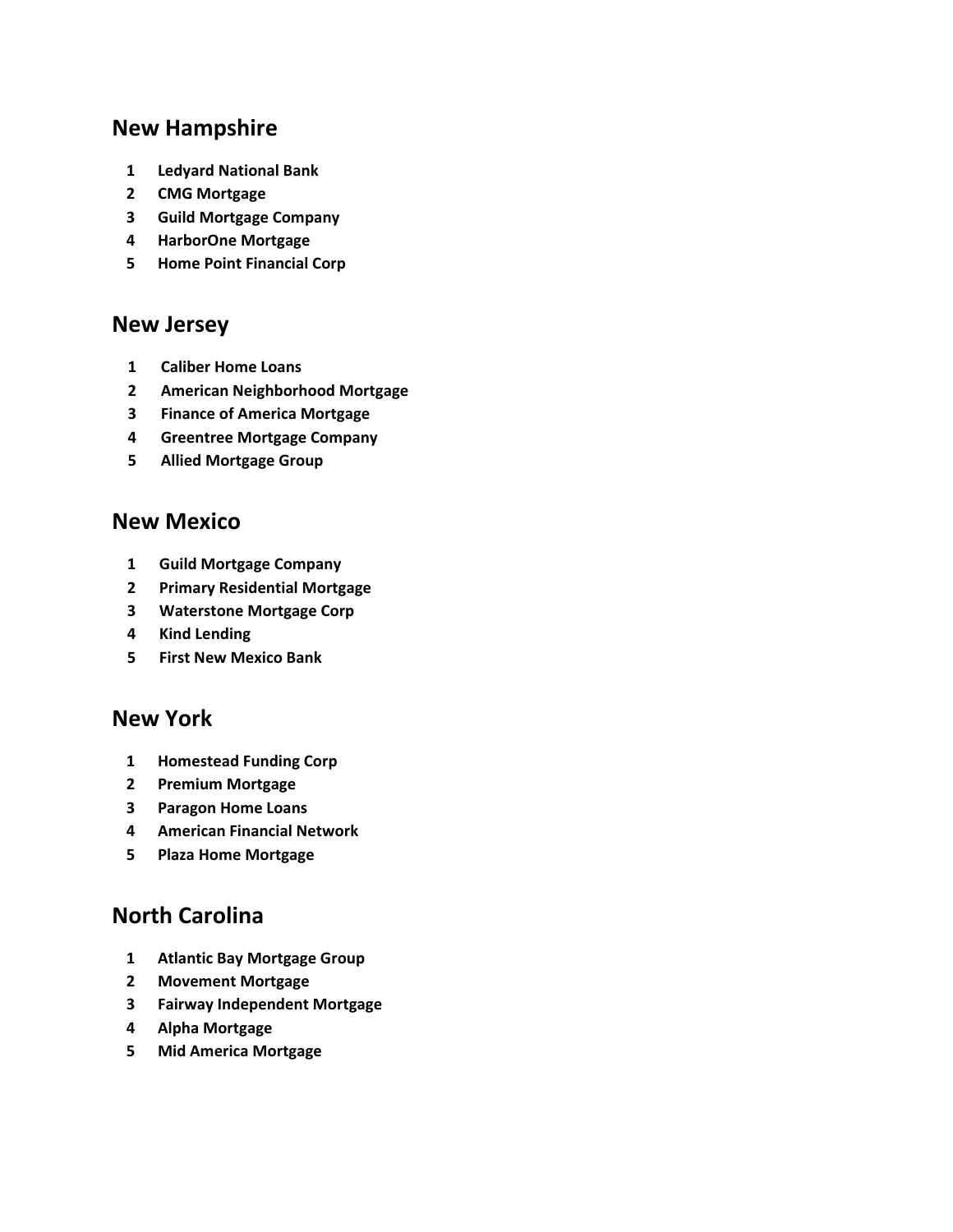## New Hampshire

1. **Ledyard National Bank**
2. **CMG Mortgage**
3. **Guild Mortgage Company**
4. **HarborOne Mortgage**
5. **Home Point Financial Corp**

## New Jersey

1. **Caliber Home Loans**
2. **American Neighborhood Mortgage**
3. **Finance of America Mortgage**
4. **Greentree Mortgage Company**
5. **Allied Mortgage Group**

## New Mexico

1. **Guild Mortgage Company**
2. **Primary Residential Mortgage**
3. **Waterstone Mortgage Corp**
4. **Kind Lending**
5. **First New Mexico Bank**

## New York

1. **Homestead Funding Corp**
2. **Premium Mortgage**
3. **Paragon Home Loans**
4. **American Financial Network**
5. **Plaza Home Mortgage**

## North Carolina

1. **Atlantic Bay Mortgage Group**
2. **Movement Mortgage**
3. **Fairway Independent Mortgage**
4. **Alpha Mortgage**
5. **Mid America Mortgage**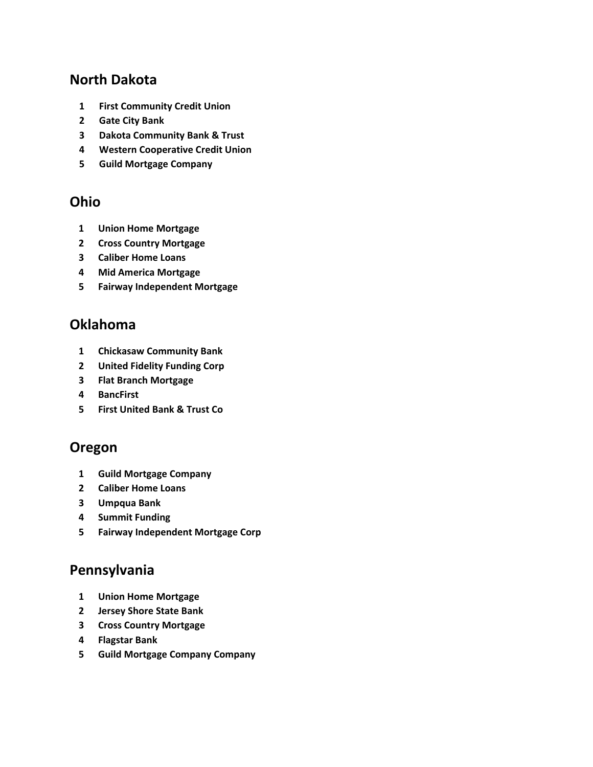## North Dakota

1. **First Community Credit Union**
2. **Gate City Bank**
3. **Dakota Community Bank & Trust**
4. **Western Cooperative Credit Union**
5. **Guild Mortgage Company**

## Ohio

1. **Union Home Mortgage**
2. **Cross Country Mortgage**
3. **Caliber Home Loans**
4. **Mid America Mortgage**
5. **Fairway Independent Mortgage**

## Oklahoma

1. **Chickasaw Community Bank**
2. **United Fidelity Funding Corp**
3. **Flat Branch Mortgage**
4. **BancFirst**
5. **First United Bank & Trust Co**

## Oregon

1. **Guild Mortgage Company**
2. **Caliber Home Loans**
3. **Umpqua Bank**
4. **Summit Funding**
5. **Fairway Independent Mortgage Corp**

## Pennsylvania

1. **Union Home Mortgage**
2. **Jersey Shore State Bank**
3. **Cross Country Mortgage**
4. **Flagstar Bank**
5. **Guild Mortgage Company Company**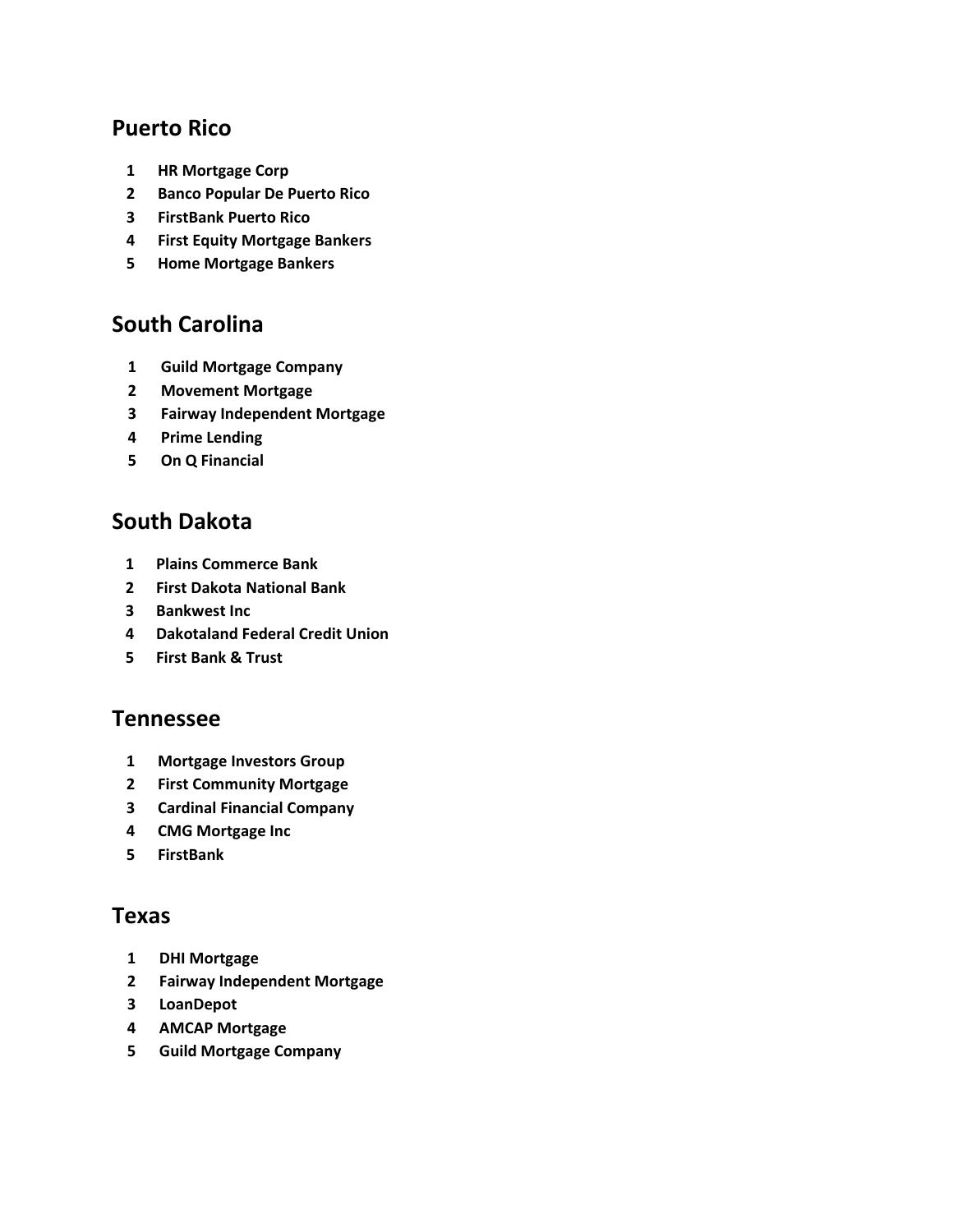## Puerto Rico

1. **HR Mortgage Corp**
2. **Banco Popular De Puerto Rico**
3. **FirstBank Puerto Rico**
4. **First Equity Mortgage Bankers**
5. **Home Mortgage Bankers**

## South Carolina

1. **Guild Mortgage Company**
2. **Movement Mortgage**
3. **Fairway Independent Mortgage**
4. **Prime Lending**
5. **On Q Financial**

## South Dakota

1. **Plains Commerce Bank**
2. **First Dakota National Bank**
3. **Bankwest Inc**
4. **Dakotaland Federal Credit Union**
5. **First Bank & Trust**

## Tennessee

1. **Mortgage Investors Group**
2. **First Community Mortgage**
3. **Cardinal Financial Company**
4. **CMG Mortgage Inc**
5. **FirstBank**

## Texas

1. **DHI Mortgage**
2. **Fairway Independent Mortgage**
3. **LoanDepot**
4. **AMCAP Mortgage**
5. **Guild Mortgage Company**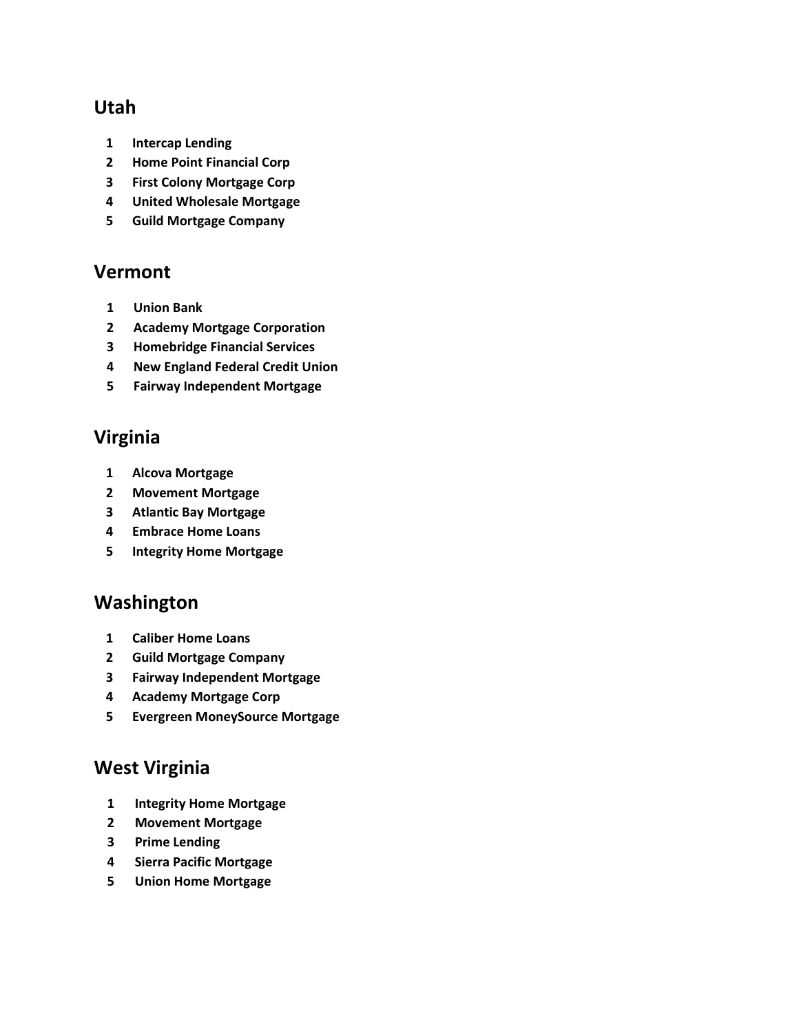## Utah

1. **Intercap Lending**
2. **Home Point Financial Corp**
3. **First Colony Mortgage Corp**
4. **United Wholesale Mortgage**
5. **Guild Mortgage Company**

## Vermont

1. **Union Bank**
2. **Academy Mortgage Corporation**
3. **Homebridge Financial Services**
4. **New England Federal Credit Union**
5. **Fairway Independent Mortgage**

## Virginia

1. **Alcova Mortgage**
2. **Movement Mortgage**
3. **Atlantic Bay Mortgage**
4. **Embrace Home Loans**
5. **Integrity Home Mortgage**

## Washington

1. **Caliber Home Loans**
2. **Guild Mortgage Company**
3. **Fairway Independent Mortgage**
4. **Academy Mortgage Corp**
5. **Evergreen MoneySource Mortgage**

## West Virginia

1. **Integrity Home Mortgage**
2. **Movement Mortgage**
3. **Prime Lending**
4. **Sierra Pacific Mortgage**
5. **Union Home Mortgage**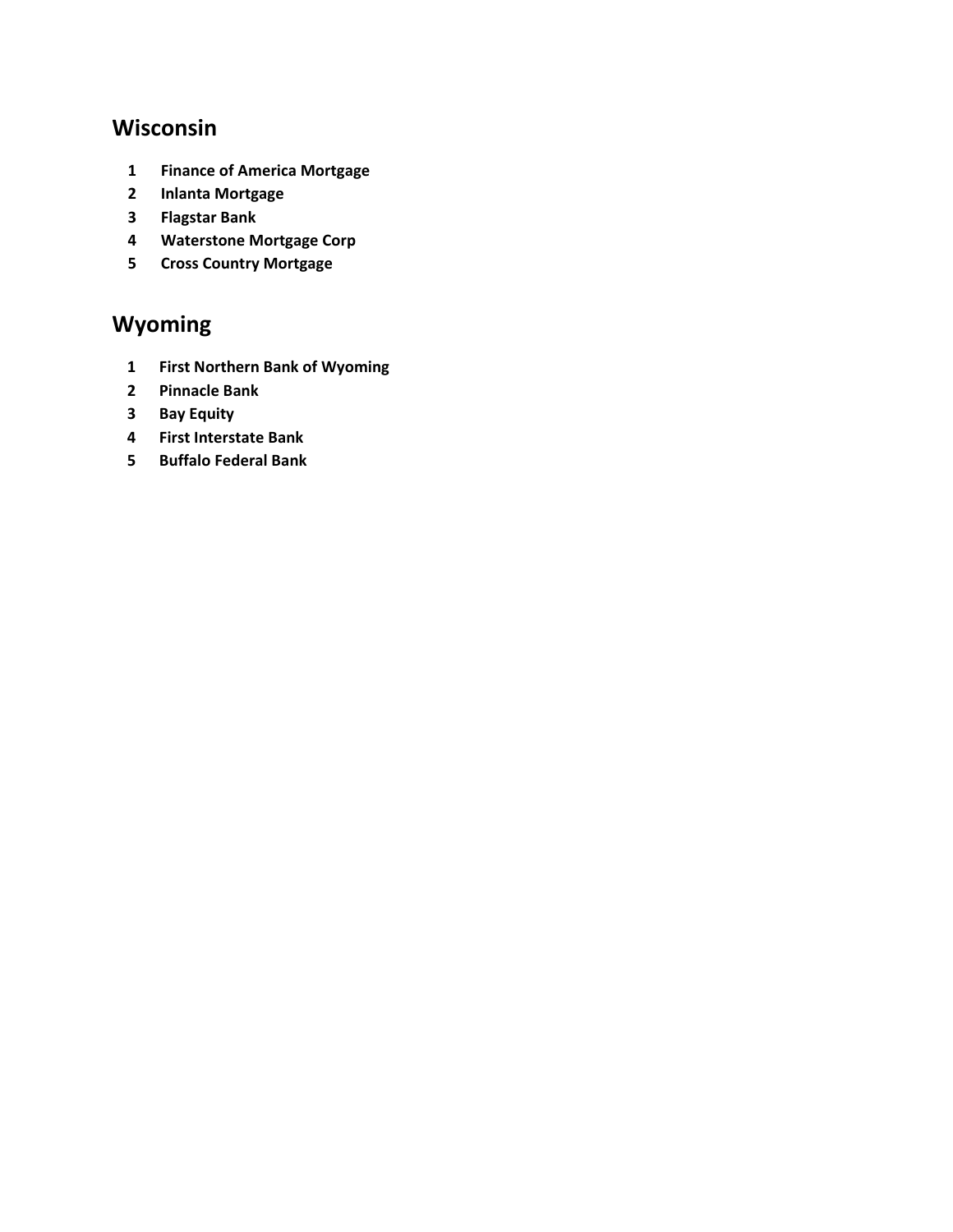## Wisconsin

1. **Finance of America Mortgage**
2. **Inlanta Mortgage**
3. **Flagstar Bank**
4. **Waterstone Mortgage Corp**
5. **Cross Country Mortgage**

## Wyoming

1. **First Northern Bank of Wyoming**
2. **Pinnacle Bank**
3. **Bay Equity**
4. **First Interstate Bank**
5. **Buffalo Federal Bank**